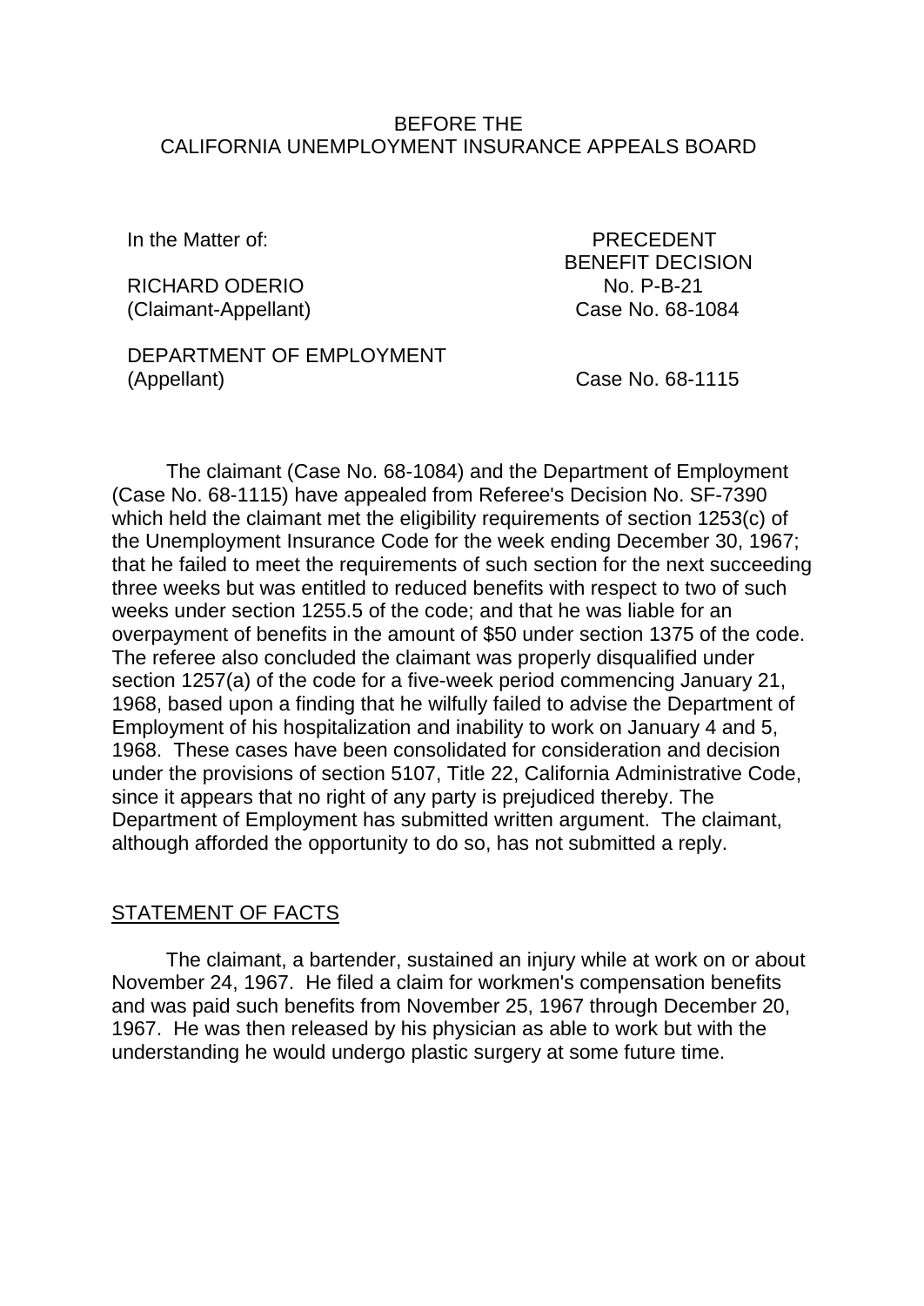BEFORE THE
CALIFORNIA UNEMPLOYMENT INSURANCE APPEALS BOARD

| | |
|---|---|
| In the Matter of: | PRECEDENT BENEFIT DECISION |
| RICHARD ODERIO (Claimant-Appellant) | No. P-B-21 Case No. 68-1084 |
| DEPARTMENT OF EMPLOYMENT (Appellant) | Case No. 68-1115 |

The claimant (Case No. 68-1084) and the Department of Employment (Case No. 68-1115) have appealed from Referee's Decision No. SF-7390 which held the claimant met the eligibility requirements of section 1253(c) of the Unemployment Insurance Code for the week ending December 30, 1967; that he failed to meet the requirements of such section for the next succeeding three weeks but was entitled to reduced benefits with respect to two of such weeks under section 1255.5 of the code; and that he was liable for an overpayment of benefits in the amount of $50 under section 1375 of the code. The referee also concluded the claimant was properly disqualified under section 1257(a) of the code for a five-week period commencing January 21, 1968, based upon a finding that he wilfully failed to advise the Department of Employment of his hospitalization and inability to work on January 4 and 5, 1968. These cases have been consolidated for consideration and decision under the provisions of section 5107, Title 22, California Administrative Code, since it appears that no right of any party is prejudiced thereby. The Department of Employment has submitted written argument. The claimant, although afforded the opportunity to do so, has not submitted a reply.

## STATEMENT OF FACTS

The claimant, a bartender, sustained an injury while at work on or about November 24, 1967. He filed a claim for workmen's compensation benefits and was paid such benefits from November 25, 1967 through December 20, 1967. He was then released by his physician as able to work but with the understanding he would undergo plastic surgery at some future time.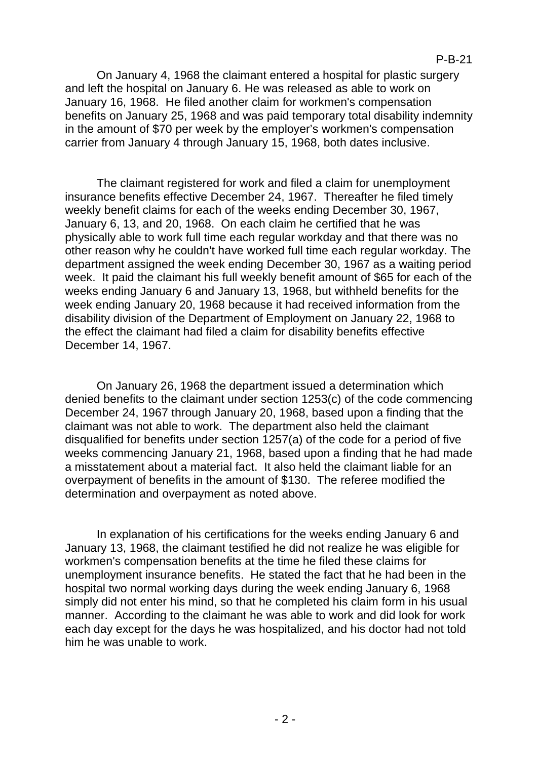On January 4, 1968 the claimant entered a hospital for plastic surgery and left the hospital on January 6. He was released as able to work on January 16, 1968. He filed another claim for workmen's compensation benefits on January 25, 1968 and was paid temporary total disability indemnity in the amount of $70 per week by the employer's workmen's compensation carrier from January 4 through January 15, 1968, both dates inclusive.

The claimant registered for work and filed a claim for unemployment insurance benefits effective December 24, 1967. Thereafter he filed timely weekly benefit claims for each of the weeks ending December 30, 1967, January 6, 13, and 20, 1968. On each claim he certified that he was physically able to work full time each regular workday and that there was no other reason why he couldn't have worked full time each regular workday. The department assigned the week ending December 30, 1967 as a waiting period week. It paid the claimant his full weekly benefit amount of $65 for each of the weeks ending January 6 and January 13, 1968, but withheld benefits for the week ending January 20, 1968 because it had received information from the disability division of the Department of Employment on January 22, 1968 to the effect the claimant had filed a claim for disability benefits effective December 14, 1967.

On January 26, 1968 the department issued a determination which denied benefits to the claimant under section 1253(c) of the code commencing December 24, 1967 through January 20, 1968, based upon a finding that the claimant was not able to work. The department also held the claimant disqualified for benefits under section 1257(a) of the code for a period of five weeks commencing January 21, 1968, based upon a finding that he had made a misstatement about a material fact. It also held the claimant liable for an overpayment of benefits in the amount of $130. The referee modified the determination and overpayment as noted above.

In explanation of his certifications for the weeks ending January 6 and January 13, 1968, the claimant testified he did not realize he was eligible for workmen's compensation benefits at the time he filed these claims for unemployment insurance benefits. He stated the fact that he had been in the hospital two normal working days during the week ending January 6, 1968 simply did not enter his mind, so that he completed his claim form in his usual manner. According to the claimant he was able to work and did look for work each day except for the days he was hospitalized, and his doctor had not told him he was unable to work.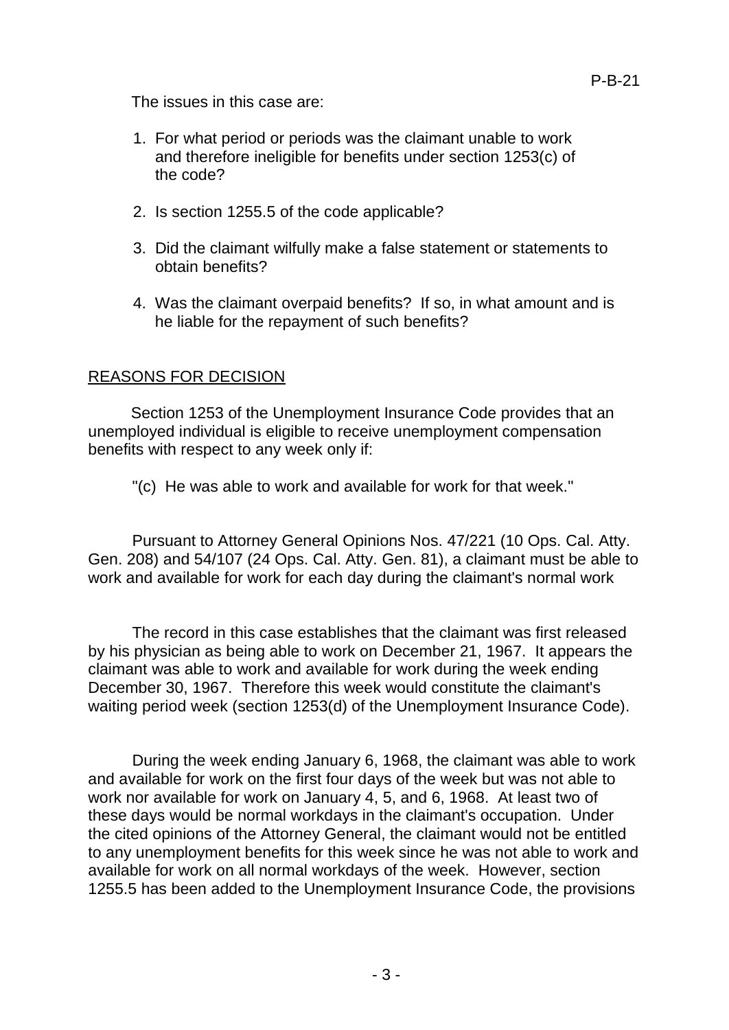The issues in this case are:

1. For what period or periods was the claimant unable to work and therefore ineligible for benefits under section 1253(c) of the code?

2. Is section 1255.5 of the code applicable?

3. Did the claimant wilfully make a false statement or statements to obtain benefits?

4. Was the claimant overpaid benefits? If so, in what amount and is he liable for the repayment of such benefits?

REASONS FOR DECISION

Section 1253 of the Unemployment Insurance Code provides that an unemployed individual is eligible to receive unemployment compensation benefits with respect to any week only if:

"(c) He was able to work and available for work for that week."

Pursuant to Attorney General Opinions Nos. 47/221 (10 Ops. Cal. Atty. Gen. 208) and 54/107 (24 Ops. Cal. Atty. Gen. 81), a claimant must be able to work and available for work for each day during the claimant's normal work

The record in this case establishes that the claimant was first released by his physician as being able to work on December 21, 1967. It appears the claimant was able to work and available for work during the week ending December 30, 1967. Therefore this week would constitute the claimant's waiting period week (section 1253(d) of the Unemployment Insurance Code).

During the week ending January 6, 1968, the claimant was able to work and available for work on the first four days of the week but was not able to work nor available for work on January 4, 5, and 6, 1968. At least two of these days would be normal workdays in the claimant's occupation. Under the cited opinions of the Attorney General, the claimant would not be entitled to any unemployment benefits for this week since he was not able to work and available for work on all normal workdays of the week. However, section 1255.5 has been added to the Unemployment Insurance Code, the provisions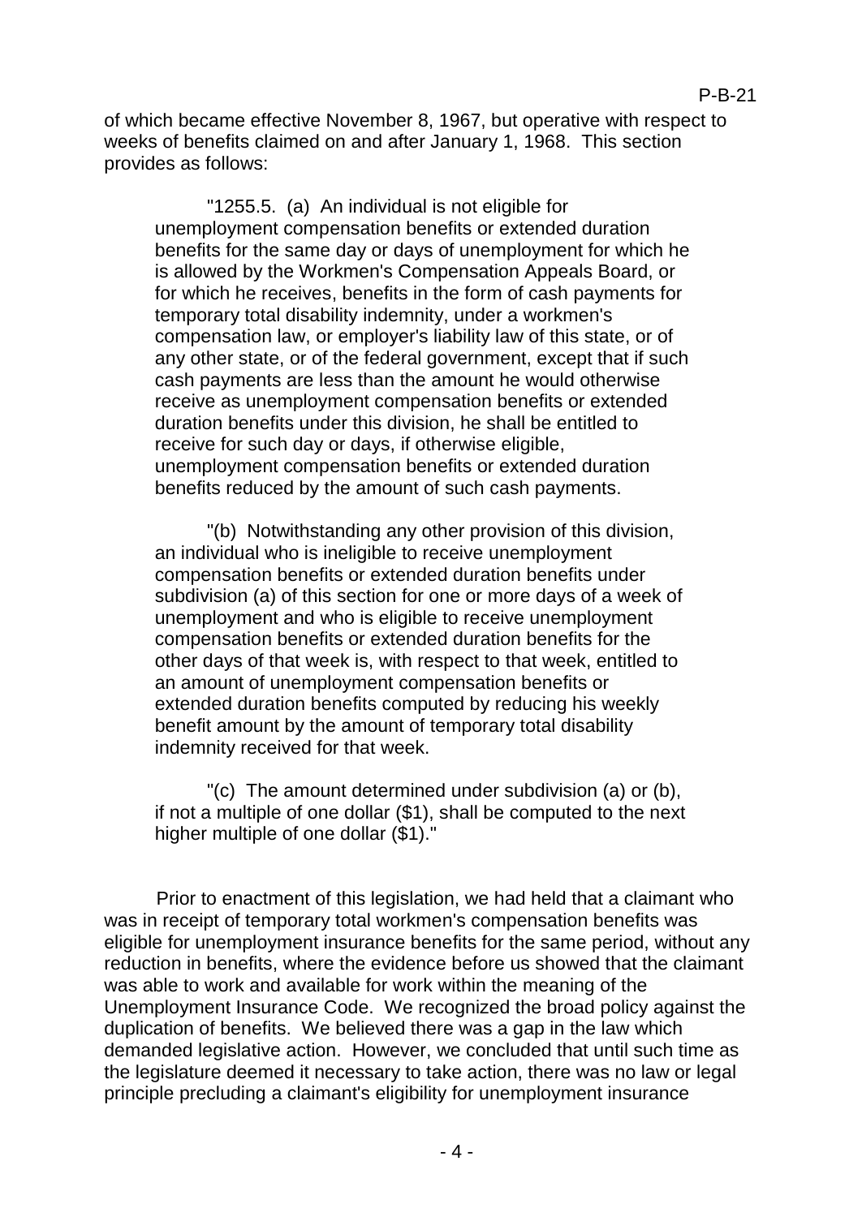of which became effective November 8, 1967, but operative with respect to weeks of benefits claimed on and after January 1, 1968. This section provides as follows:

> "1255.5. (a) An individual is not eligible for unemployment compensation benefits or extended duration benefits for the same day or days of unemployment for which he is allowed by the Workmen's Compensation Appeals Board, or for which he receives, benefits in the form of cash payments for temporary total disability indemnity, under a workmen's compensation law, or employer's liability law of this state, or of any other state, or of the federal government, except that if such cash payments are less than the amount he would otherwise receive as unemployment compensation benefits or extended duration benefits under this division, he shall be entitled to receive for such day or days, if otherwise eligible, unemployment compensation benefits or extended duration benefits reduced by the amount of such cash payments.
>
> "(b) Notwithstanding any other provision of this division, an individual who is ineligible to receive unemployment compensation benefits or extended duration benefits under subdivision (a) of this section for one or more days of a week of unemployment and who is eligible to receive unemployment compensation benefits or extended duration benefits for the other days of that week is, with respect to that week, entitled to an amount of unemployment compensation benefits or extended duration benefits computed by reducing his weekly benefit amount by the amount of temporary total disability indemnity received for that week.
>
> "(c) The amount determined under subdivision (a) or (b), if not a multiple of one dollar ($1), shall be computed to the next higher multiple of one dollar ($1)."

Prior to enactment of this legislation, we had held that a claimant who was in receipt of temporary total workmen's compensation benefits was eligible for unemployment insurance benefits for the same period, without any reduction in benefits, where the evidence before us showed that the claimant was able to work and available for work within the meaning of the Unemployment Insurance Code. We recognized the broad policy against the duplication of benefits. We believed there was a gap in the law which demanded legislative action. However, we concluded that until such time as the legislature deemed it necessary to take action, there was no law or legal principle precluding a claimant's eligibility for unemployment insurance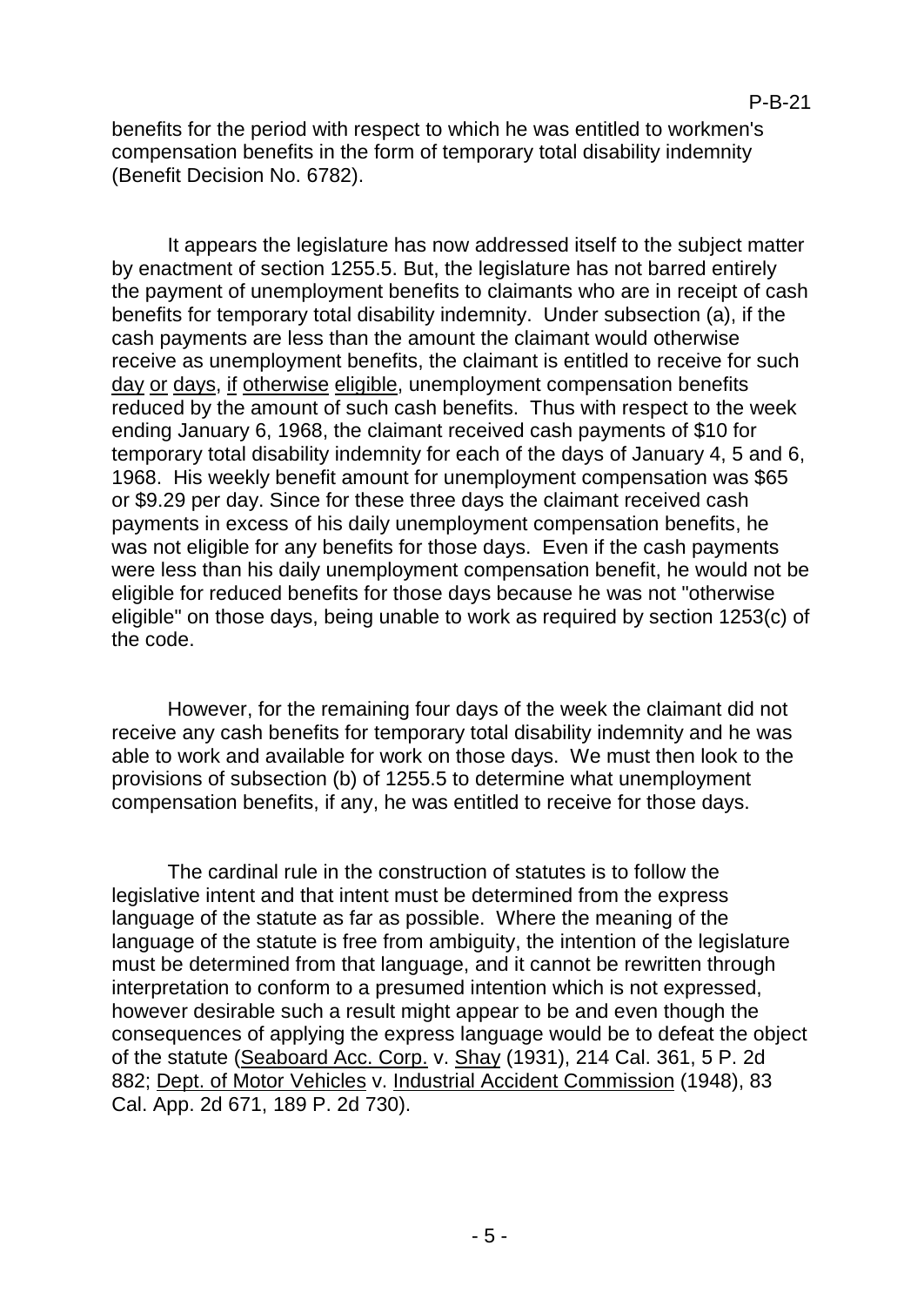benefits for the period with respect to which he was entitled to workmen's compensation benefits in the form of temporary total disability indemnity (Benefit Decision No. 6782).

It appears the legislature has now addressed itself to the subject matter by enactment of section 1255.5. But, the legislature has not barred entirely the payment of unemployment benefits to claimants who are in receipt of cash benefits for temporary total disability indemnity. Under subsection (a), if the cash payments are less than the amount the claimant would otherwise receive as unemployment benefits, the claimant is entitled to receive for such <u>day</u> <u>or</u> <u>days</u>, <u>if</u> <u>otherwise</u> <u>eligible</u>, unemployment compensation benefits reduced by the amount of such cash benefits. Thus with respect to the week ending January 6, 1968, the claimant received cash payments of $10 for temporary total disability indemnity for each of the days of January 4, 5 and 6, 1968. His weekly benefit amount for unemployment compensation was $65 or $9.29 per day. Since for these three days the claimant received cash payments in excess of his daily unemployment compensation benefits, he was not eligible for any benefits for those days. Even if the cash payments were less than his daily unemployment compensation benefit, he would not be eligible for reduced benefits for those days because he was not "otherwise eligible" on those days, being unable to work as required by section 1253(c) of the code.

However, for the remaining four days of the week the claimant did not receive any cash benefits for temporary total disability indemnity and he was able to work and available for work on those days. We must then look to the provisions of subsection (b) of 1255.5 to determine what unemployment compensation benefits, if any, he was entitled to receive for those days.

The cardinal rule in the construction of statutes is to follow the legislative intent and that intent must be determined from the express language of the statute as far as possible. Where the meaning of the language of the statute is free from ambiguity, the intention of the legislature must be determined from that language, and it cannot be rewritten through interpretation to conform to a presumed intention which is not expressed, however desirable such a result might appear to be and even though the consequences of applying the express language would be to defeat the object of the statute (<u>Seaboard Acc. Corp.</u> v. <u>Shay</u> (1931), 214 Cal. 361, 5 P. 2d 882; <u>Dept. of Motor Vehicles</u> v. <u>Industrial Accident Commission</u> (1948), 83 Cal. App. 2d 671, 189 P. 2d 730).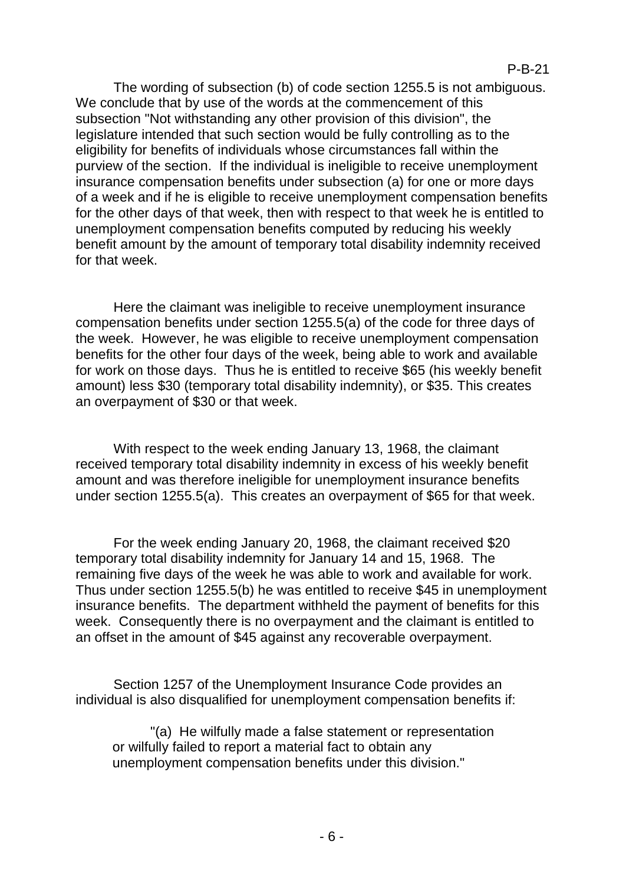The wording of subsection (b) of code section 1255.5 is not ambiguous. We conclude that by use of the words at the commencement of this subsection "Not withstanding any other provision of this division", the legislature intended that such section would be fully controlling as to the eligibility for benefits of individuals whose circumstances fall within the purview of the section. If the individual is ineligible to receive unemployment insurance compensation benefits under subsection (a) for one or more days of a week and if he is eligible to receive unemployment compensation benefits for the other days of that week, then with respect to that week he is entitled to unemployment compensation benefits computed by reducing his weekly benefit amount by the amount of temporary total disability indemnity received for that week.

Here the claimant was ineligible to receive unemployment insurance compensation benefits under section 1255.5(a) of the code for three days of the week. However, he was eligible to receive unemployment compensation benefits for the other four days of the week, being able to work and available for work on those days. Thus he is entitled to receive $65 (his weekly benefit amount) less $30 (temporary total disability indemnity), or $35. This creates an overpayment of $30 or that week.

With respect to the week ending January 13, 1968, the claimant received temporary total disability indemnity in excess of his weekly benefit amount and was therefore ineligible for unemployment insurance benefits under section 1255.5(a). This creates an overpayment of $65 for that week.

For the week ending January 20, 1968, the claimant received $20 temporary total disability indemnity for January 14 and 15, 1968. The remaining five days of the week he was able to work and available for work. Thus under section 1255.5(b) he was entitled to receive $45 in unemployment insurance benefits. The department withheld the payment of benefits for this week. Consequently there is no overpayment and the claimant is entitled to an offset in the amount of $45 against any recoverable overpayment.

Section 1257 of the Unemployment Insurance Code provides an individual is also disqualified for unemployment compensation benefits if:

> "(a) He wilfully made a false statement or representation or wilfully failed to report a material fact to obtain any unemployment compensation benefits under this division."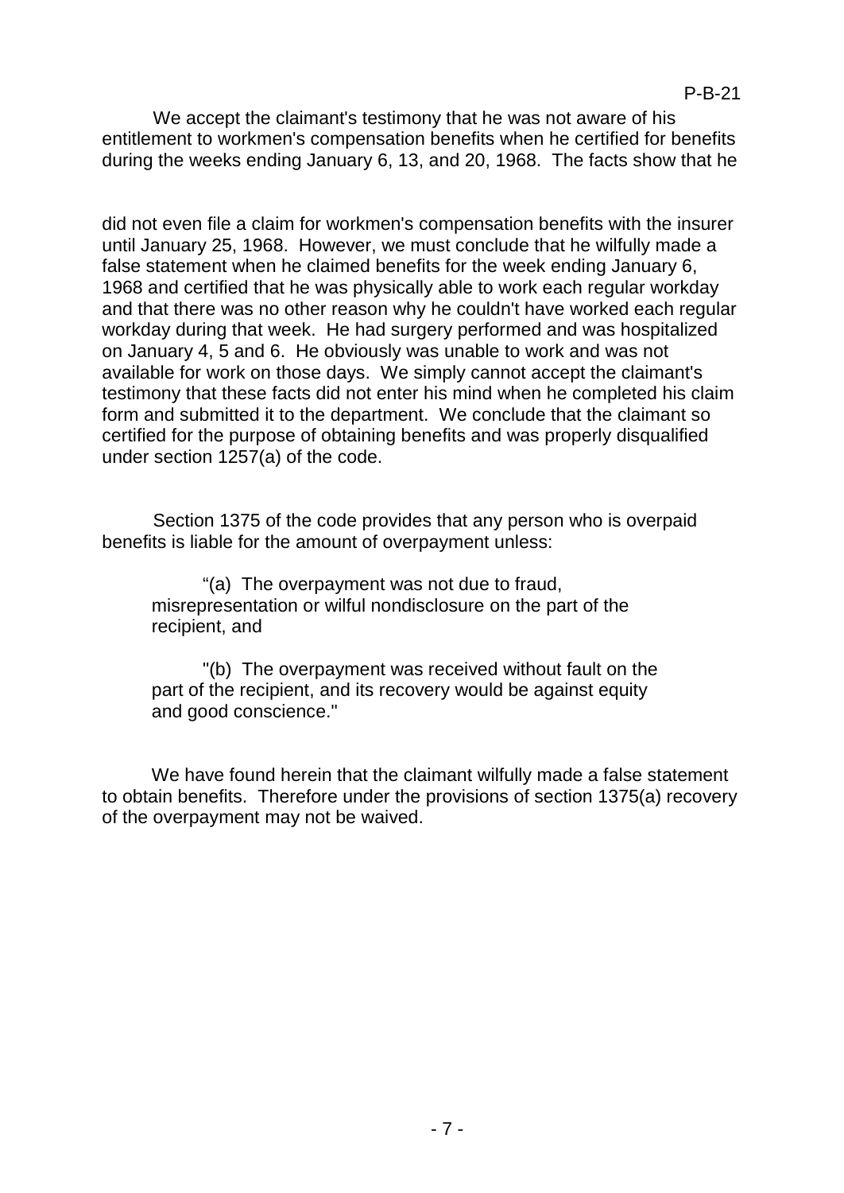We accept the claimant's testimony that he was not aware of his entitlement to workmen's compensation benefits when he certified for benefits during the weeks ending January 6, 13, and 20, 1968. The facts show that he did not even file a claim for workmen's compensation benefits with the insurer until January 25, 1968. However, we must conclude that he wilfully made a false statement when he claimed benefits for the week ending January 6, 1968 and certified that he was physically able to work each regular workday and that there was no other reason why he couldn't have worked each regular workday during that week. He had surgery performed and was hospitalized on January 4, 5 and 6. He obviously was unable to work and was not available for work on those days. We simply cannot accept the claimant's testimony that these facts did not enter his mind when he completed his claim form and submitted it to the department. We conclude that the claimant so certified for the purpose of obtaining benefits and was properly disqualified under section 1257(a) of the code.

Section 1375 of the code provides that any person who is overpaid benefits is liable for the amount of overpayment unless:

> "(a) The overpayment was not due to fraud, misrepresentation or wilful nondisclosure on the part of the recipient, and
>
> "(b) The overpayment was received without fault on the part of the recipient, and its recovery would be against equity and good conscience."

We have found herein that the claimant wilfully made a false statement to obtain benefits. Therefore under the provisions of section 1375(a) recovery of the overpayment may not be waived.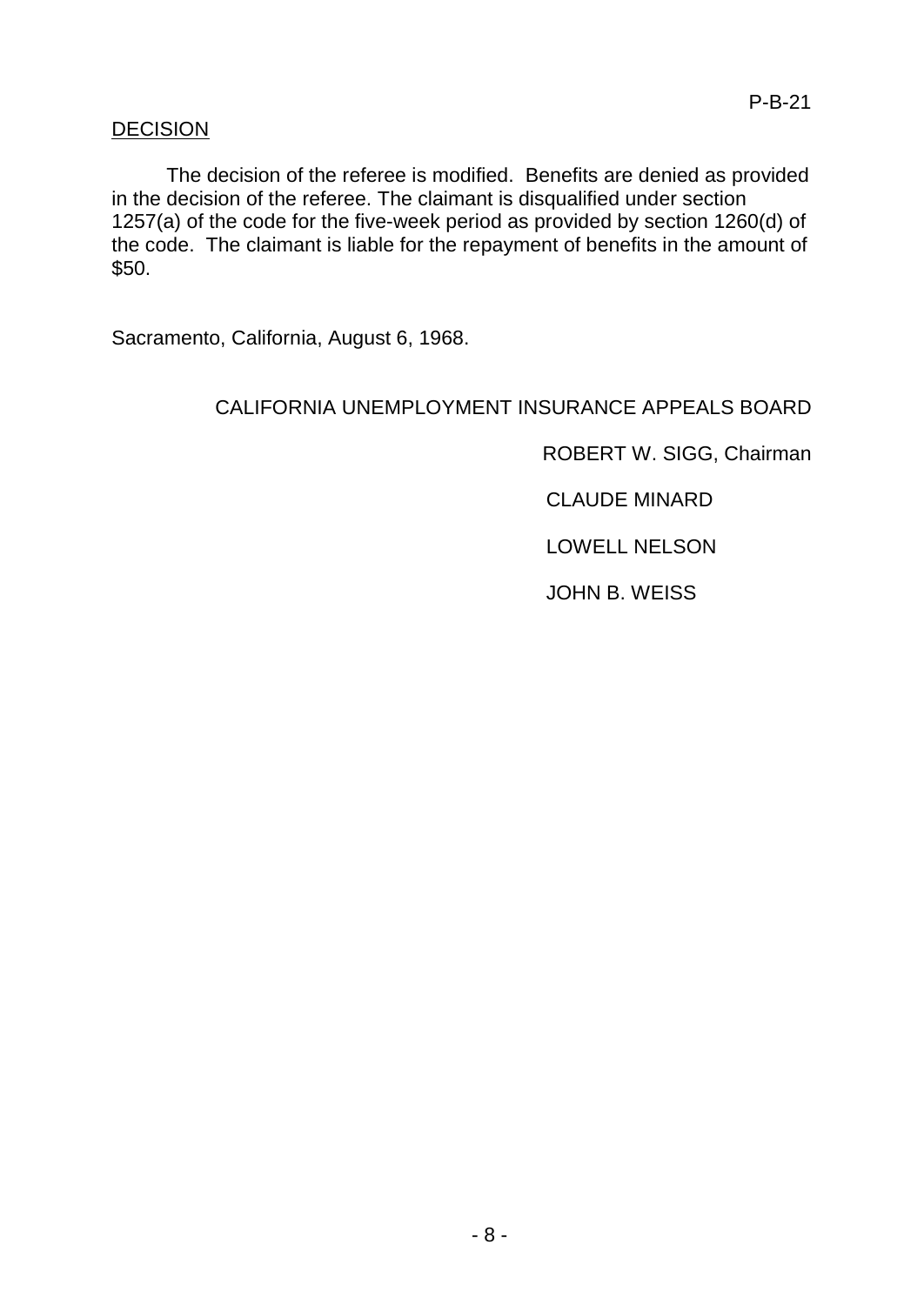## DECISION

The decision of the referee is modified. Benefits are denied as provided in the decision of the referee. The claimant is disqualified under section 1257(a) of the code for the five-week period as provided by section 1260(d) of the code. The claimant is liable for the repayment of benefits in the amount of $50.

Sacramento, California, August 6, 1968.

CALIFORNIA UNEMPLOYMENT INSURANCE APPEALS BOARD

ROBERT W. SIGG, Chairman

CLAUDE MINARD

LOWELL NELSON

JOHN B. WEISS